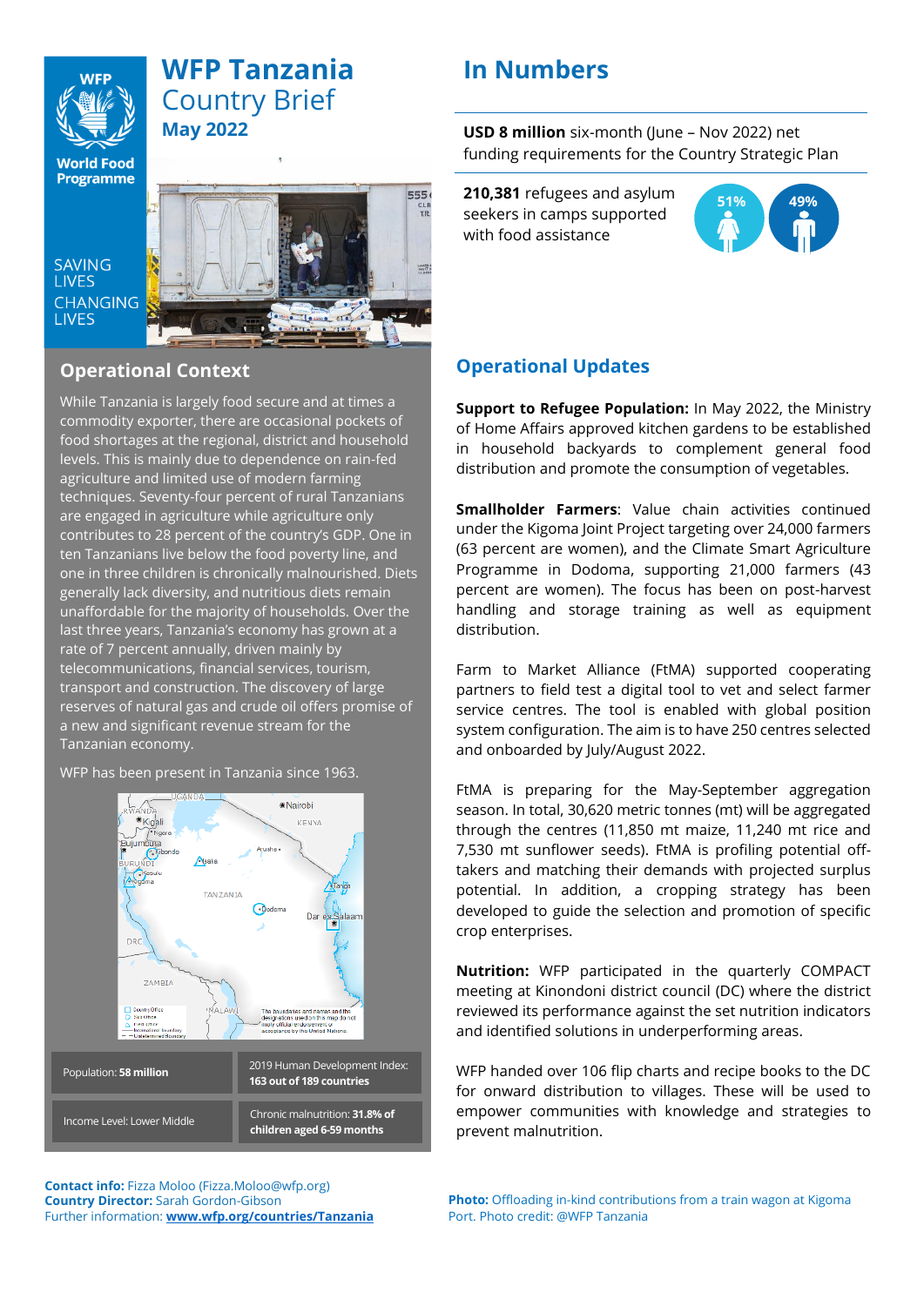# WFP Tanzania Country Brief

**May 2022**

SAVING LIVES
CHANGING LIVES

## Operational Context

While Tanzania is largely food secure and at times a commodity exporter, there are occasional pockets of food shortages at the regional, district and household levels. This is mainly due to dependence on rain-fed agriculture and limited use of modern farming techniques. Seventy-four percent of rural Tanzanians are engaged in agriculture while agriculture only contributes to 28 percent of the country's GDP. One in ten Tanzanians live below the food poverty line, and one in three children is chronically malnourished. Diets generally lack diversity, and nutritious diets remain unaffordable for the majority of households. Over the last three years, Tanzania's economy has grown at a rate of 7 percent annually, driven mainly by telecommunications, financial services, tourism, transport and construction. The discovery of large reserves of natural gas and crude oil offers promise of a new and significant revenue stream for the Tanzanian economy.

WFP has been present in Tanzania since 1963.

| Population: **58 million** | 2019 Human Development Index: **163 out of 189 countries** |
|---|---|
| Income Level: Lower Middle | Chronic malnutrition: **31.8% of children aged 6-59 months** |

**Contact info:** Fizza Moloo (Fizza.Moloo@wfp.org)
**Country Director:** Sarah Gordon-Gibson
Further information: **www.wfp.org/countries/Tanzania**

## In Numbers

**USD 8 million** six-month (June – Nov 2022) net funding requirements for the Country Strategic Plan

**210,381** refugees and asylum seekers in camps supported with food assistance

51% 49%

## Operational Updates

**Support to Refugee Population:** In May 2022, the Ministry of Home Affairs approved kitchen gardens to be established in household backyards to complement general food distribution and promote the consumption of vegetables.

**Smallholder Farmers**: Value chain activities continued under the Kigoma Joint Project targeting over 24,000 farmers (63 percent are women), and the Climate Smart Agriculture Programme in Dodoma, supporting 21,000 farmers (43 percent are women). The focus has been on post-harvest handling and storage training as well as equipment distribution.

Farm to Market Alliance (FtMA) supported cooperating partners to field test a digital tool to vet and select farmer service centres. The tool is enabled with global position system configuration. The aim is to have 250 centres selected and onboarded by July/August 2022.

FtMA is preparing for the May-September aggregation season. In total, 30,620 metric tonnes (mt) will be aggregated through the centres (11,850 mt maize, 11,240 mt rice and 7,530 mt sunflower seeds). FtMA is profiling potential off-takers and matching their demands with projected surplus potential. In addition, a cropping strategy has been developed to guide the selection and promotion of specific crop enterprises.

**Nutrition:** WFP participated in the quarterly COMPACT meeting at Kinondoni district council (DC) where the district reviewed its performance against the set nutrition indicators and identified solutions in underperforming areas.

WFP handed over 106 flip charts and recipe books to the DC for onward distribution to villages. These will be used to empower communities with knowledge and strategies to prevent malnutrition.

**Photo:** Offloading in-kind contributions from a train wagon at Kigoma Port. Photo credit: @WFP Tanzania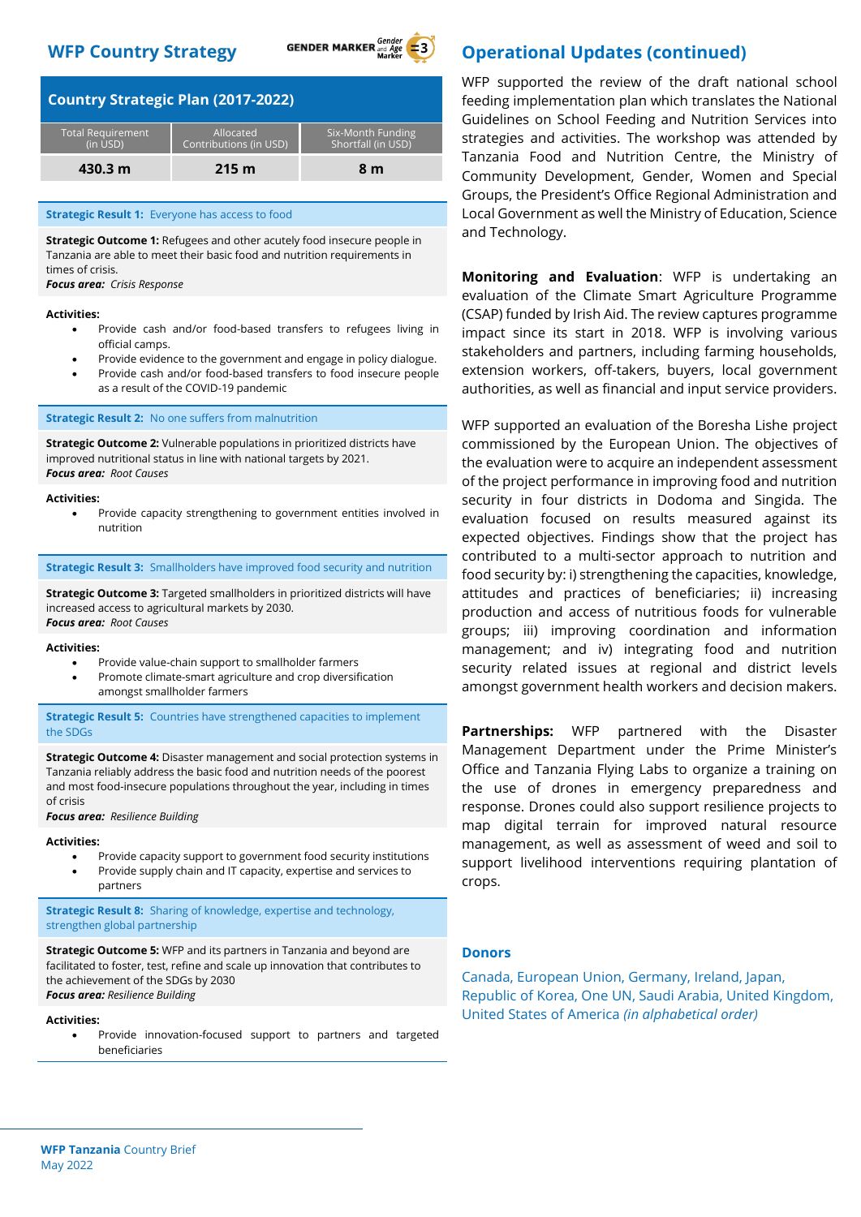## WFP Country Strategy

GENDER MARKER Gender and Age Marker =3

### Country Strategic Plan (2017-2022)

| Total Requirement (in USD) | Allocated Contributions (in USD) | Six-Month Funding Shortfall (in USD) |
|---|---|---|
| **430.3 m** | **215 m** | **8 m** |

**Strategic Result 1:** Everyone has access to food

**Strategic Outcome 1:** Refugees and other acutely food insecure people in Tanzania are able to meet their basic food and nutrition requirements in times of crisis.
***Focus area:*** *Crisis Response*

**Activities:**
- Provide cash and/or food-based transfers to refugees living in official camps.
- Provide evidence to the government and engage in policy dialogue.
- Provide cash and/or food-based transfers to food insecure people as a result of the COVID-19 pandemic

**Strategic Result 2:** No one suffers from malnutrition

**Strategic Outcome 2:** Vulnerable populations in prioritized districts have improved nutritional status in line with national targets by 2021.
***Focus area:*** *Root Causes*

**Activities:**
- Provide capacity strengthening to government entities involved in nutrition

**Strategic Result 3:** Smallholders have improved food security and nutrition

**Strategic Outcome 3:** Targeted smallholders in prioritized districts will have increased access to agricultural markets by 2030.
***Focus area:*** *Root Causes*

**Activities:**
- Provide value-chain support to smallholder farmers
- Promote climate-smart agriculture and crop diversification amongst smallholder farmers

**Strategic Result 5:** Countries have strengthened capacities to implement the SDGs

**Strategic Outcome 4:** Disaster management and social protection systems in Tanzania reliably address the basic food and nutrition needs of the poorest and most food-insecure populations throughout the year, including in times of crisis
***Focus area:*** *Resilience Building*

**Activities:**
- Provide capacity support to government food security institutions
- Provide supply chain and IT capacity, expertise and services to partners

**Strategic Result 8:** Sharing of knowledge, expertise and technology, strengthen global partnership

**Strategic Outcome 5:** WFP and its partners in Tanzania and beyond are facilitated to foster, test, refine and scale up innovation that contributes to the achievement of the SDGs by 2030
***Focus area:*** *Resilience Building*

**Activities:**
- Provide innovation-focused support to partners and targeted beneficiaries

## Operational Updates (continued)

WFP supported the review of the draft national school feeding implementation plan which translates the National Guidelines on School Feeding and Nutrition Services into strategies and activities. The workshop was attended by Tanzania Food and Nutrition Centre, the Ministry of Community Development, Gender, Women and Special Groups, the President's Office Regional Administration and Local Government as well the Ministry of Education, Science and Technology.

**Monitoring and Evaluation**: WFP is undertaking an evaluation of the Climate Smart Agriculture Programme (CSAP) funded by Irish Aid. The review captures programme impact since its start in 2018. WFP is involving various stakeholders and partners, including farming households, extension workers, off-takers, buyers, local government authorities, as well as financial and input service providers.

WFP supported an evaluation of the Boresha Lishe project commissioned by the European Union. The objectives of the evaluation were to acquire an independent assessment of the project performance in improving food and nutrition security in four districts in Dodoma and Singida. The evaluation focused on results measured against its expected objectives. Findings show that the project has contributed to a multi-sector approach to nutrition and food security by: i) strengthening the capacities, knowledge, attitudes and practices of beneficiaries; ii) increasing production and access of nutritious foods for vulnerable groups; iii) improving coordination and information management; and iv) integrating food and nutrition security related issues at regional and district levels amongst government health workers and decision makers.

**Partnerships:** WFP partnered with the Disaster Management Department under the Prime Minister's Office and Tanzania Flying Labs to organize a training on the use of drones in emergency preparedness and response. Drones could also support resilience projects to map digital terrain for improved natural resource management, as well as assessment of weed and soil to support livelihood interventions requiring plantation of crops.

### Donors

Canada, European Union, Germany, Ireland, Japan, Republic of Korea, One UN, Saudi Arabia, United Kingdom, United States of America *(in alphabetical order)*